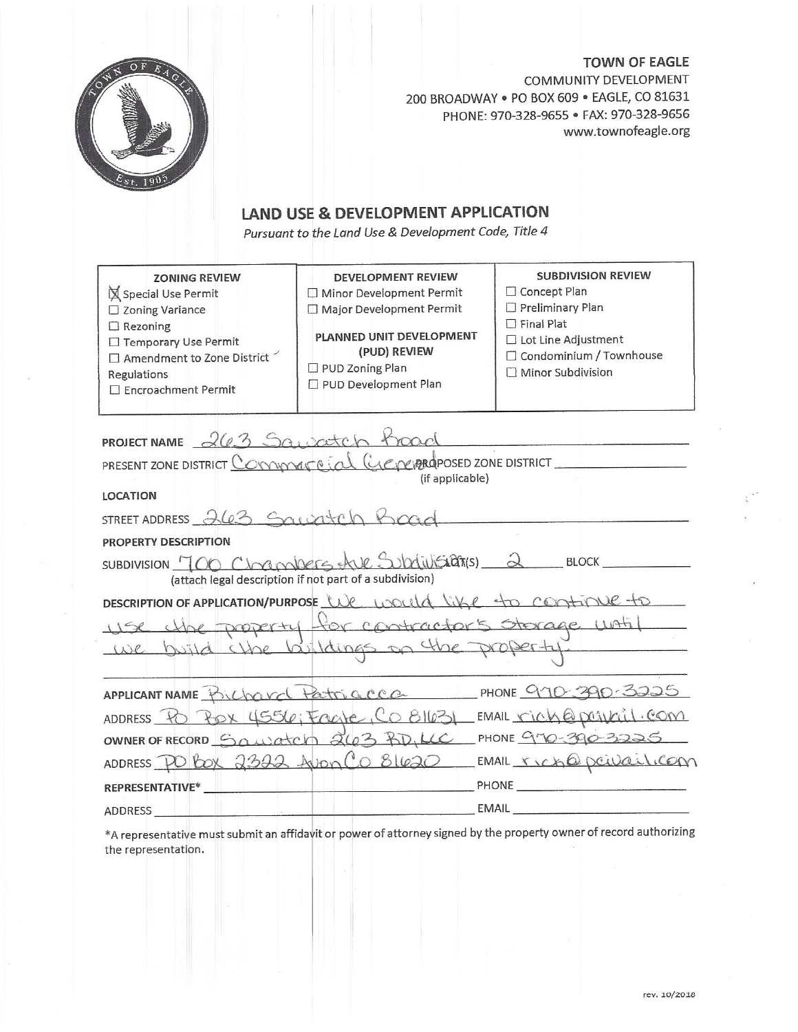**TOWN OF EAGLE**
COMMUNITY DEVELOPMENT
200 BROADWAY • PO BOX 609 • EAGLE, CO 81631
PHONE: 970-328-9655 • FAX: 970-328-9656
www.townofeagle.org

## LAND USE & DEVELOPMENT APPLICATION

*Pursuant to the Land Use & Development Code, Title 4*

| ZONING REVIEW | DEVELOPMENT REVIEW | SUBDIVISION REVIEW |
|---|---|---|
| ☒ Special Use Permit<br>☐ Zoning Variance<br>☐ Rezoning<br>☐ Temporary Use Permit<br>☐ Amendment to Zone District Regulations<br>☐ Encroachment Permit | ☐ Minor Development Permit<br>☐ Major Development Permit<br><br>**PLANNED UNIT DEVELOPMENT (PUD) REVIEW**<br>☐ PUD Zoning Plan<br>☐ PUD Development Plan | ☐ Concept Plan<br>☐ Preliminary Plan<br>☐ Final Plat<br>☐ Lot Line Adjustment<br>☐ Condominium / Townhouse<br>☐ Minor Subdivision |

**PROJECT NAME** 263 Sawatch Road

PRESENT ZONE DISTRICT Commercial General PROPOSED ZONE DISTRICT ______ (if applicable)

**LOCATION**

STREET ADDRESS 263 Sawatch Road

**PROPERTY DESCRIPTION**

SUBDIVISION 700 Chambers Ave Subdivision LOT(S) 2 BLOCK ______
(attach legal description if not part of a subdivision)

**DESCRIPTION OF APPLICATION/PURPOSE** We would like to continue to use the property for contractor's storage until we build the buildings on the property.

**APPLICANT NAME** Richard Patriacca PHONE 970-390-3225

ADDRESS PO Box 4556; Eagle, CO 81631 EMAIL rick@pcivail.com

**OWNER OF RECORD** Sawatch 263 RD, LLC PHONE 970-390-3225

ADDRESS PO Box 2322 Avon CO 81620 EMAIL rick@pcivail.com

**REPRESENTATIVE*** ______ PHONE ______

ADDRESS ______ EMAIL ______

*A representative must submit an affidavit or power of attorney signed by the property owner of record authorizing the representation.

rev. 10/2018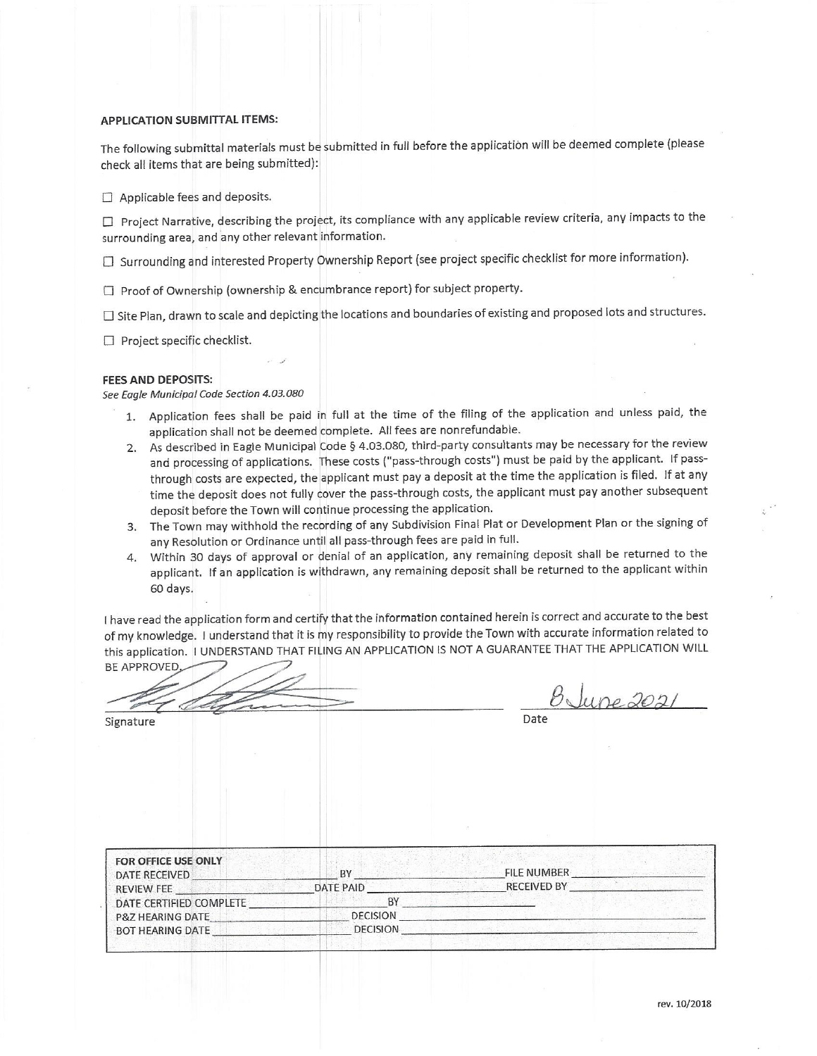**APPLICATION SUBMITTAL ITEMS:**

The following submittal materials must be submitted in full before the application will be deemed complete (please check all items that are being submitted):

☐ Applicable fees and deposits.

☐ Project Narrative, describing the project, its compliance with any applicable review criteria, any impacts to the surrounding area, and any other relevant information.

☐ Surrounding and interested Property Ownership Report (see project specific checklist for more information).

☐ Proof of Ownership (ownership & encumbrance report) for subject property.

☐ Site Plan, drawn to scale and depicting the locations and boundaries of existing and proposed lots and structures.

☐ Project specific checklist.

**FEES AND DEPOSITS:**

*See Eagle Municipal Code Section 4.03.080*

1. Application fees shall be paid in full at the time of the filing of the application and unless paid, the application shall not be deemed complete. All fees are nonrefundable.
2. As described in Eagle Municipal Code § 4.03.080, third-party consultants may be necessary for the review and processing of applications. These costs ("pass-through costs") must be paid by the applicant. If pass-through costs are expected, the applicant must pay a deposit at the time the application is filed. If at any time the deposit does not fully cover the pass-through costs, the applicant must pay another subsequent deposit before the Town will continue processing the application.
3. The Town may withhold the recording of any Subdivision Final Plat or Development Plan or the signing of any Resolution or Ordinance until all pass-through fees are paid in full.
4. Within 30 days of approval or denial of an application, any remaining deposit shall be returned to the applicant. If an application is withdrawn, any remaining deposit shall be returned to the applicant within 60 days.

I have read the application form and certify that the information contained herein is correct and accurate to the best of my knowledge. I understand that it is my responsibility to provide the Town with accurate information related to this application. I UNDERSTAND THAT FILING AN APPLICATION IS NOT A GUARANTEE THAT THE APPLICATION WILL BE APPROVED.

[Signature] 8 June 2021

Signature Date

| FOR OFFICE USE ONLY | | |
|---|---|---|
| DATE RECEIVED ____ | BY ____ | FILE NUMBER ____ |
| REVIEW FEE ____ | DATE PAID ____ | RECEIVED BY ____ |
| DATE CERTIFIED COMPLETE ____ | BY ____ | |
| P&Z HEARING DATE ____ | DECISION ____ | |
| BOT HEARING DATE ____ | DECISION ____ | |

rev. 10/2018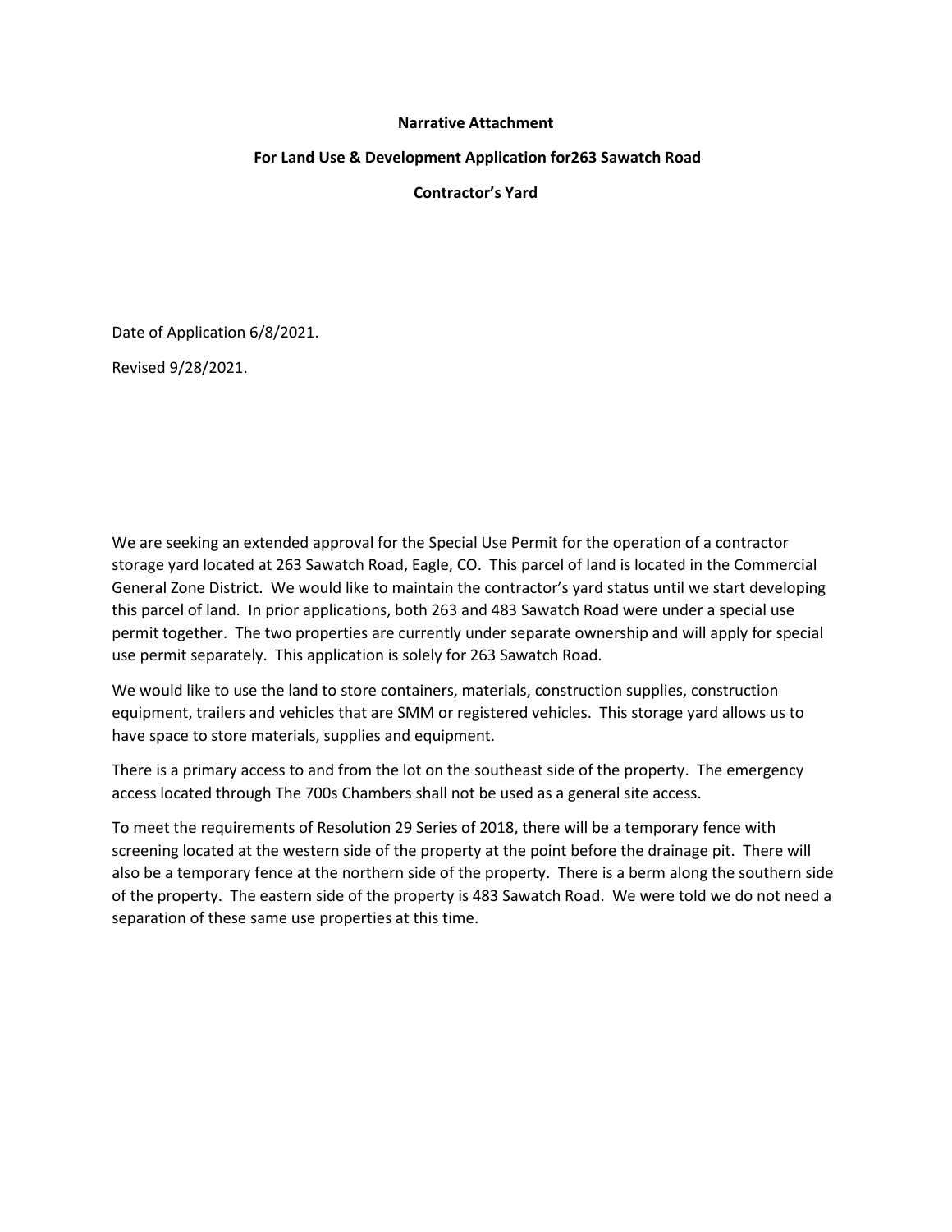**Narrative Attachment**

**For Land Use & Development Application for263 Sawatch Road**

**Contractor's Yard**

Date of Application 6/8/2021.

Revised 9/28/2021.

We are seeking an extended approval for the Special Use Permit for the operation of a contractor storage yard located at 263 Sawatch Road, Eagle, CO. This parcel of land is located in the Commercial General Zone District. We would like to maintain the contractor's yard status until we start developing this parcel of land. In prior applications, both 263 and 483 Sawatch Road were under a special use permit together. The two properties are currently under separate ownership and will apply for special use permit separately. This application is solely for 263 Sawatch Road.

We would like to use the land to store containers, materials, construction supplies, construction equipment, trailers and vehicles that are SMM or registered vehicles. This storage yard allows us to have space to store materials, supplies and equipment.

There is a primary access to and from the lot on the southeast side of the property. The emergency access located through The 700s Chambers shall not be used as a general site access.

To meet the requirements of Resolution 29 Series of 2018, there will be a temporary fence with screening located at the western side of the property at the point before the drainage pit. There will also be a temporary fence at the northern side of the property. There is a berm along the southern side of the property. The eastern side of the property is 483 Sawatch Road. We were told we do not need a separation of these same use properties at this time.